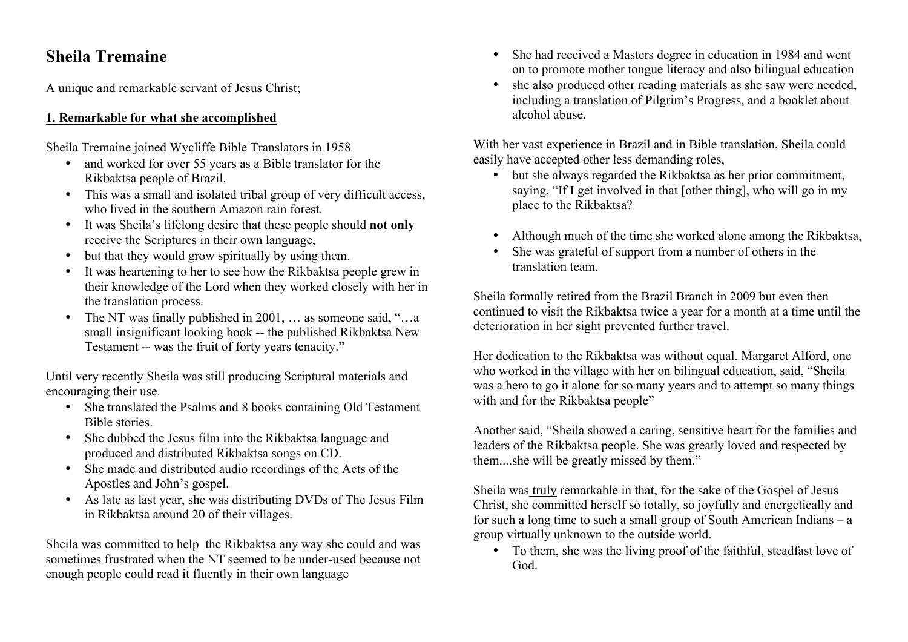# Sheila Tremaine

A unique and remarkable servant of Jesus Christ;

## 1. Remarkable for what she accomplished

Sheila Tremaine joined Wycliffe Bible Translators in 1958

- and worked for over 55 years as a Bible translator for the Rikbaktsa people of Brazil.
- This was a small and isolated tribal group of very difficult access, who lived in the southern Amazon rain forest.
- It was Sheila's lifelong desire that these people should **not only** receive the Scriptures in their own language,
- but that they would grow spiritually by using them.
- It was heartening to her to see how the Rikbaktsa people grew in their knowledge of the Lord when they worked closely with her in the translation process.
- The NT was finally published in 2001, … as someone said, "…a small insignificant looking book -- the published Rikbaktsa New Testament -- was the fruit of forty years tenacity."

Until very recently Sheila was still producing Scriptural materials and encouraging their use.

- She translated the Psalms and 8 books containing Old Testament Bible stories.
- She dubbed the Jesus film into the Rikbaktsa language and produced and distributed Rikbaktsa songs on CD.
- She made and distributed audio recordings of the Acts of the Apostles and John's gospel.
- As late as last year, she was distributing DVDs of The Jesus Film in Rikbaktsa around 20 of their villages.

Sheila was committed to help the Rikbaktsa any way she could and was sometimes frustrated when the NT seemed to be under-used because not enough people could read it fluently in their own language

- She had received a Masters degree in education in 1984 and went on to promote mother tongue literacy and also bilingual education
- she also produced other reading materials as she saw were needed, including a translation of Pilgrim's Progress, and a booklet about alcohol abuse.

With her vast experience in Brazil and in Bible translation, Sheila could easily have accepted other less demanding roles,

- but she always regarded the Rikbaktsa as her prior commitment, saying, "If I get involved in that [other thing], who will go in my place to the Rikbaktsa?

- Although much of the time she worked alone among the Rikbaktsa,
- She was grateful of support from a number of others in the translation team.

Sheila formally retired from the Brazil Branch in 2009 but even then continued to visit the Rikbaktsa twice a year for a month at a time until the deterioration in her sight prevented further travel.

Her dedication to the Rikbaktsa was without equal. Margaret Alford, one who worked in the village with her on bilingual education, said, "Sheila was a hero to go it alone for so many years and to attempt so many things with and for the Rikbaktsa people"

Another said, "Sheila showed a caring, sensitive heart for the families and leaders of the Rikbaktsa people. She was greatly loved and respected by them....she will be greatly missed by them."

Sheila was truly remarkable in that, for the sake of the Gospel of Jesus Christ, she committed herself so totally, so joyfully and energetically and for such a long time to such a small group of South American Indians – a group virtually unknown to the outside world.

- To them, she was the living proof of the faithful, steadfast love of God.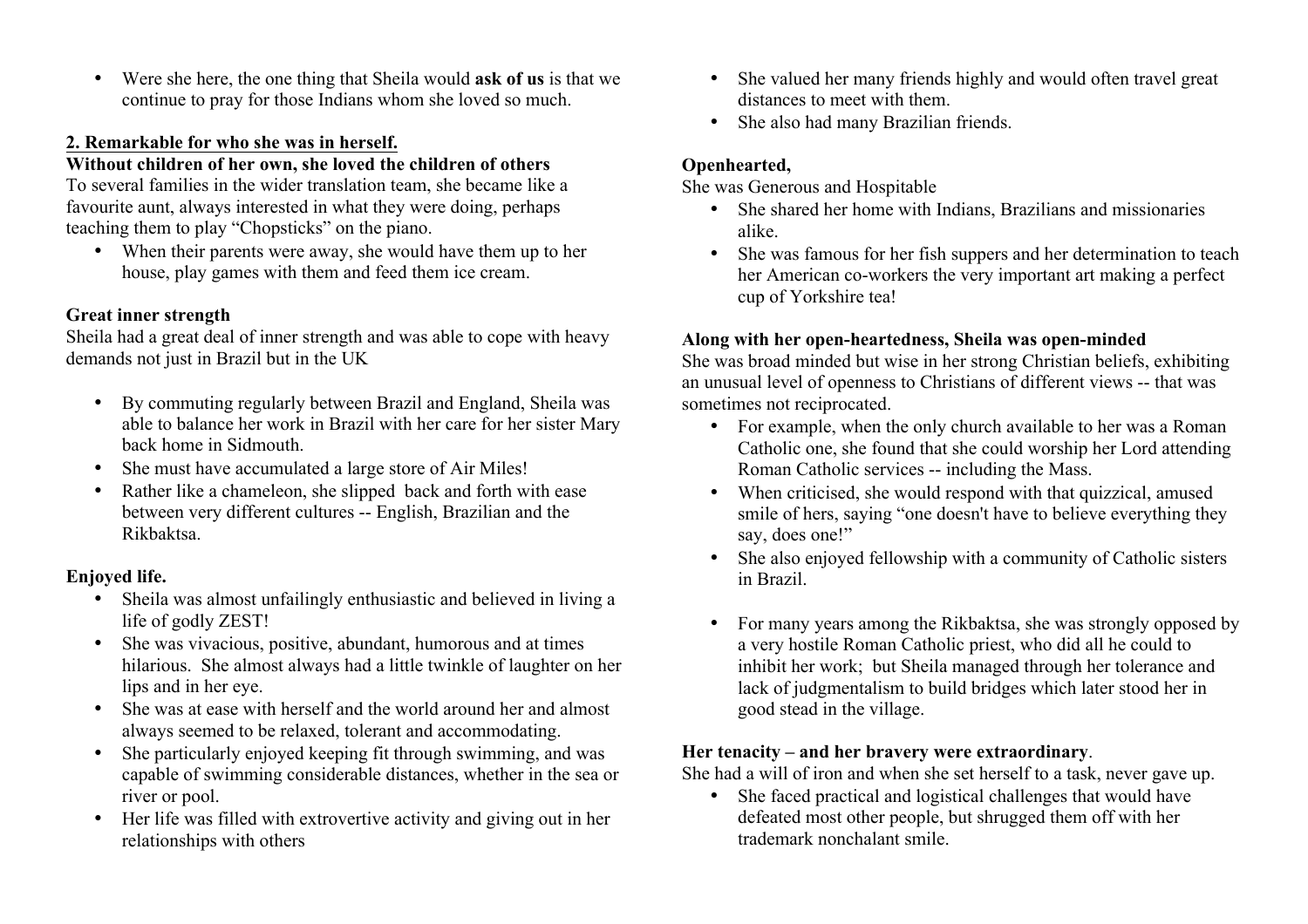- Were she here, the one thing that Sheila would **ask of us** is that we continue to pray for those Indians whom she loved so much.

## 2. Remarkable for who she was in herself.

**Without children of her own, she loved the children of others**

To several families in the wider translation team, she became like a favourite aunt, always interested in what they were doing, perhaps teaching them to play "Chopsticks" on the piano.

- When their parents were away, she would have them up to her house, play games with them and feed them ice cream.

**Great inner strength**

Sheila had a great deal of inner strength and was able to cope with heavy demands not just in Brazil but in the UK

- By commuting regularly between Brazil and England, Sheila was able to balance her work in Brazil with her care for her sister Mary back home in Sidmouth.
- She must have accumulated a large store of Air Miles!
- Rather like a chameleon, she slipped back and forth with ease between very different cultures -- English, Brazilian and the Rikbaktsa.

**Enjoyed life.**

- Sheila was almost unfailingly enthusiastic and believed in living a life of godly ZEST!
- She was vivacious, positive, abundant, humorous and at times hilarious. She almost always had a little twinkle of laughter on her lips and in her eye.
- She was at ease with herself and the world around her and almost always seemed to be relaxed, tolerant and accommodating.
- She particularly enjoyed keeping fit through swimming, and was capable of swimming considerable distances, whether in the sea or river or pool.
- Her life was filled with extrovertive activity and giving out in her relationships with others
- She valued her many friends highly and would often travel great distances to meet with them.
- She also had many Brazilian friends.

**Openhearted,**

She was Generous and Hospitable

- She shared her home with Indians, Brazilians and missionaries alike.
- She was famous for her fish suppers and her determination to teach her American co-workers the very important art making a perfect cup of Yorkshire tea!

**Along with her open-heartedness, Sheila was open-minded**

She was broad minded but wise in her strong Christian beliefs, exhibiting an unusual level of openness to Christians of different views -- that was sometimes not reciprocated.

- For example, when the only church available to her was a Roman Catholic one, she found that she could worship her Lord attending Roman Catholic services -- including the Mass.
- When criticised, she would respond with that quizzical, amused smile of hers, saying "one doesn't have to believe everything they say, does one!"
- She also enjoyed fellowship with a community of Catholic sisters in Brazil.
- For many years among the Rikbaktsa, she was strongly opposed by a very hostile Roman Catholic priest, who did all he could to inhibit her work; but Sheila managed through her tolerance and lack of judgmentalism to build bridges which later stood her in good stead in the village.

**Her tenacity – and her bravery were extraordinary**.

She had a will of iron and when she set herself to a task, never gave up.

- She faced practical and logistical challenges that would have defeated most other people, but shrugged them off with her trademark nonchalant smile.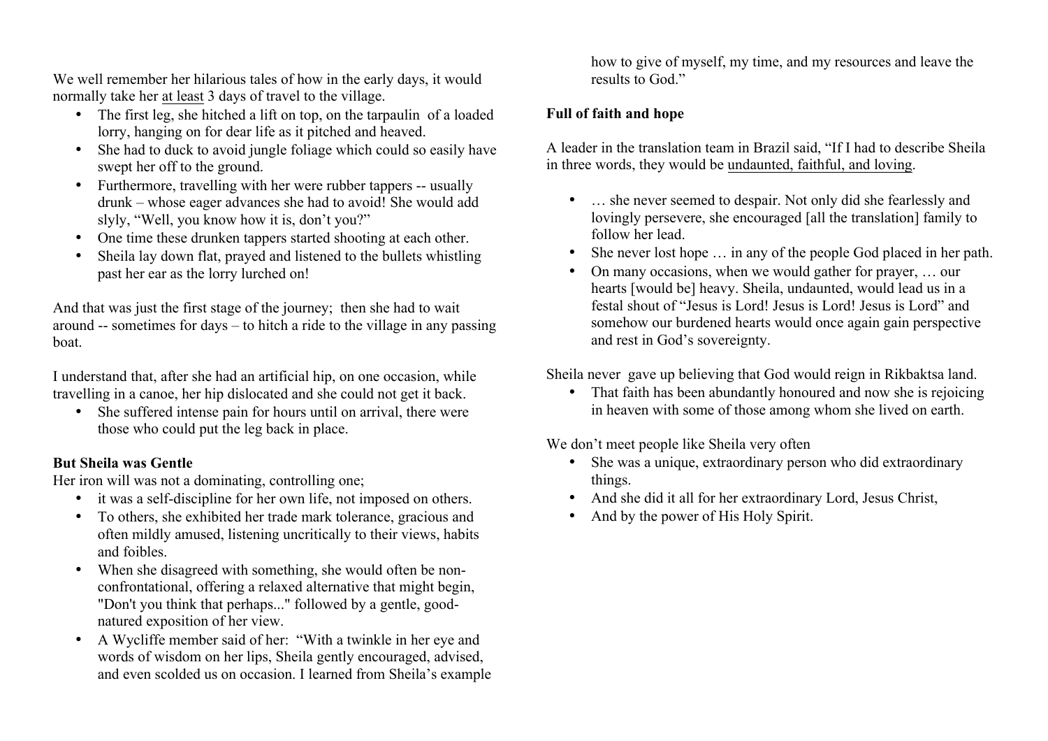We well remember her hilarious tales of how in the early days, it would normally take her at least 3 days of travel to the village.

- The first leg, she hitched a lift on top, on the tarpaulin of a loaded lorry, hanging on for dear life as it pitched and heaved.
- She had to duck to avoid jungle foliage which could so easily have swept her off to the ground.
- Furthermore, travelling with her were rubber tappers -- usually drunk – whose eager advances she had to avoid! She would add slyly, "Well, you know how it is, don't you?"
- One time these drunken tappers started shooting at each other.
- Sheila lay down flat, prayed and listened to the bullets whistling past her ear as the lorry lurched on!

And that was just the first stage of the journey; then she had to wait around -- sometimes for days – to hitch a ride to the village in any passing boat.

I understand that, after she had an artificial hip, on one occasion, while travelling in a canoe, her hip dislocated and she could not get it back.

- She suffered intense pain for hours until on arrival, there were those who could put the leg back in place.

**But Sheila was Gentle**

Her iron will was not a dominating, controlling one;

- it was a self-discipline for her own life, not imposed on others.
- To others, she exhibited her trade mark tolerance, gracious and often mildly amused, listening uncritically to their views, habits and foibles.
- When she disagreed with something, she would often be non-confrontational, offering a relaxed alternative that might begin, "Don't you think that perhaps..." followed by a gentle, good-natured exposition of her view.
- A Wycliffe member said of her: "With a twinkle in her eye and words of wisdom on her lips, Sheila gently encouraged, advised, and even scolded us on occasion. I learned from Sheila's example how to give of myself, my time, and my resources and leave the results to God."

**Full of faith and hope**

A leader in the translation team in Brazil said, "If I had to describe Sheila in three words, they would be undaunted, faithful, and loving.

- … she never seemed to despair. Not only did she fearlessly and lovingly persevere, she encouraged [all the translation] family to follow her lead.
- She never lost hope … in any of the people God placed in her path.
- On many occasions, when we would gather for prayer, … our hearts [would be] heavy. Sheila, undaunted, would lead us in a festal shout of "Jesus is Lord! Jesus is Lord! Jesus is Lord" and somehow our burdened hearts would once again gain perspective and rest in God's sovereignty.

Sheila never gave up believing that God would reign in Rikbaktsa land.

- That faith has been abundantly honoured and now she is rejoicing in heaven with some of those among whom she lived on earth.

We don't meet people like Sheila very often

- She was a unique, extraordinary person who did extraordinary things.
- And she did it all for her extraordinary Lord, Jesus Christ,
- And by the power of His Holy Spirit.